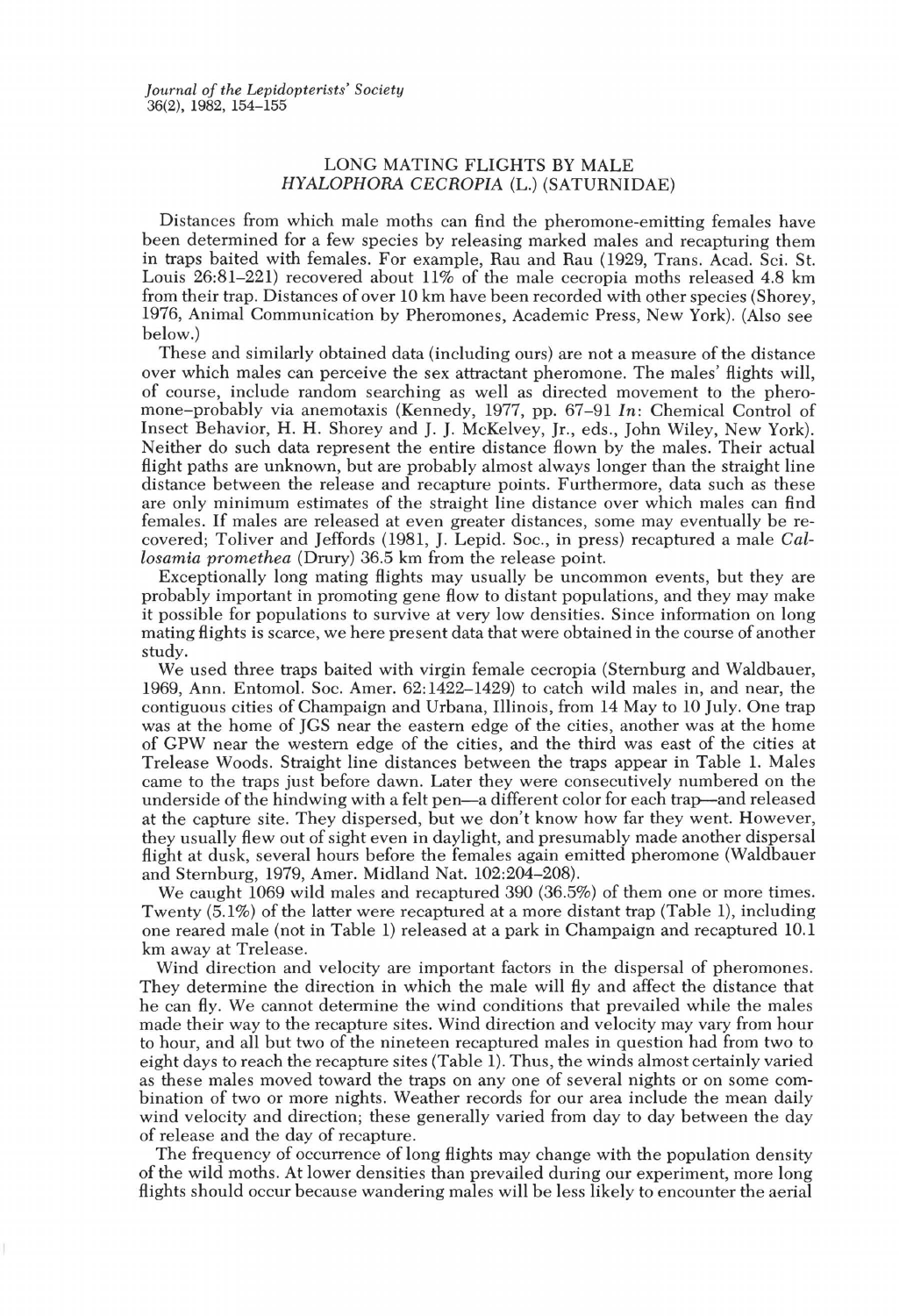# LONG MATING FLIGHTS BY MALE *HYALOPHORA CECROPIA* (L.) (SATURNIDAE)

Distances from which male moths can find the pheromone-emitting females have been determined for a few species by releasing marked males and recapturing them in traps baited with females. For example, Rau and Rau (1929, Trans. Acad. Sci. St. Louis 26:81–221) recovered about 11% of the male cecropia moths released 4.8 km from their trap. Distances of over 10 km have been recorded with other species (Shorey, 1976, Animal Communication by Pheromones, Academic Press, New York). (Also see below.)

These and similarly obtained data (including ours) are not a measure of the distance over which males can perceive the sex attractant pheromone. The males' flights will, of course, include random searching as well as directed movement to the pheromone–probably via anemotaxis (Kennedy, 1977, pp. 67–91 *In*: Chemical Control of Insect Behavior, H. H. Shorey and J. J. McKelvey, Jr., eds., John Wiley, New York). Neither do such data represent the entire distance flown by the males. Their actual flight paths are unknown, but are probably almost always longer than the straight line distance between the release and recapture points. Furthermore, data such as these are only minimum estimates of the straight line distance over which males can find females. If males are released at even greater distances, some may eventually be recovered; Toliver and Jeffords (1981, J. Lepid. Soc., in press) recaptured a male *Callosamia promethea* (Drury) 36.5 km from the release point.

Exceptionally long mating flights may usually be uncommon events, but they are probably important in promoting gene flow to distant populations, and they may make it possible for populations to survive at very low densities. Since information on long mating flights is scarce, we here present data that were obtained in the course of another study.

We used three traps baited with virgin female cecropia (Sternburg and Waldbauer, 1969, Ann. Entomol. Soc. Amer. 62:1422–1429) to catch wild males in, and near, the contiguous cities of Champaign and Urbana, Illinois, from 14 May to 10 July. One trap was at the home of JGS near the eastern edge of the cities, another was at the home of GPW near the western edge of the cities, and the third was east of the cities at Trelease Woods. Straight line distances between the traps appear in Table 1. Males came to the traps just before dawn. Later they were consecutively numbered on the underside of the hindwing with a felt pen—a different color for each trap—and released at the capture site. They dispersed, but we don't know how far they went. However, they usually flew out of sight even in daylight, and presumably made another dispersal flight at dusk, several hours before the females again emitted pheromone (Waldbauer and Sternburg, 1979, Amer. Midland Nat. 102:204–208).

We caught 1069 wild males and recaptured 390 (36.5%) of them one or more times. Twenty (5.1%) of the latter were recaptured at a more distant trap (Table 1), including one reared male (not in Table 1) released at a park in Champaign and recaptured 10.1 km away at Trelease.

Wind direction and velocity are important factors in the dispersal of pheromones. They determine the direction in which the male will fly and affect the distance that he can fly. We cannot determine the wind conditions that prevailed while the males made their way to the recapture sites. Wind direction and velocity may vary from hour to hour, and all but two of the nineteen recaptured males in question had from two to eight days to reach the recapture sites (Table 1). Thus, the winds almost certainly varied as these males moved toward the traps on any one of several nights or on some combination of two or more nights. Weather records for our area include the mean daily wind velocity and direction; these generally varied from day to day between the day of release and the day of recapture.

The frequency of occurrence of long flights may change with the population density of the wild moths. At lower densities than prevailed during our experiment, more long flights should occur because wandering males will be less likely to encounter the aerial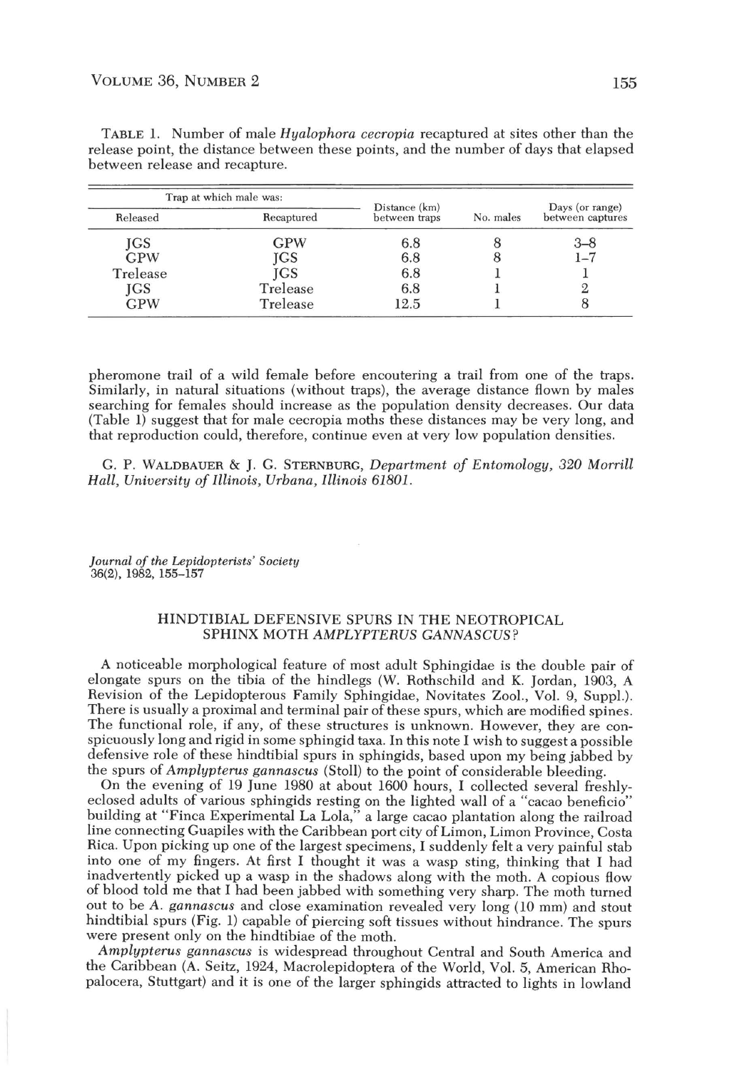TABLE 1. Number of male *Hyalophora cecropia* recaptured at sites other than the release point, the distance between these points, and the number of days that elapsed between release and recapture.

| Trap at which male was: | | Distance (km) | | Days (or range) |
|---|---|---|---|---|
| Released | Recaptured | between traps | No. males | between captures |
| JGS | GPW | 6.8 | 8 | 3–8 |
| GPW | JGS | 6.8 | 8 | 1–7 |
| Trelease | JGS | 6.8 | 1 | 1 |
| JGS | Trelease | 6.8 | 1 | 2 |
| GPW | Trelease | 12.5 | 1 | 8 |

pheromone trail of a wild female before encoutering a trail from one of the traps. Similarly, in natural situations (without traps), the average distance flown by males searching for females should increase as the population density decreases. Our data (Table 1) suggest that for male cecropia moths these distances may be very long, and that reproduction could, therefore, continue even at very low population densities.

G. P. WALDBAUER & J. G. STERNBURG, *Department of Entomology, 320 Morrill Hall, University of Illinois, Urbana, Illinois 61801.*

*Journal of the Lepidopterists' Society*
36(2), 1982, 155–157

## HINDTIBIAL DEFENSIVE SPURS IN THE NEOTROPICAL SPHINX MOTH *AMPLYPTERUS GANNASCUS*?

A noticeable morphological feature of most adult Sphingidae is the double pair of elongate spurs on the tibia of the hindlegs (W. Rothschild and K. Jordan, 1903, A Revision of the Lepidopterous Family Sphingidae, Novitates Zool., Vol. 9, Suppl.). There is usually a proximal and terminal pair of these spurs, which are modified spines. The functional role, if any, of these structures is unknown. However, they are conspicuously long and rigid in some sphingid taxa. In this note I wish to suggest a possible defensive role of these hindtibial spurs in sphingids, based upon my being jabbed by the spurs of *Amplypterus gannascus* (Stoll) to the point of considerable bleeding.

On the evening of 19 June 1980 at about 1600 hours, I collected several freshly-eclosed adults of various sphingids resting on the lighted wall of a "cacao beneficio" building at "Finca Experimental La Lola," a large cacao plantation along the railroad line connecting Guapiles with the Caribbean port city of Limon, Limon Province, Costa Rica. Upon picking up one of the largest specimens, I suddenly felt a very painful stab into one of my fingers. At first I thought it was a wasp sting, thinking that I had inadvertently picked up a wasp in the shadows along with the moth. A copious flow of blood told me that I had been jabbed with something very sharp. The moth turned out to be *A. gannascus* and close examination revealed very long (10 mm) and stout hindtibial spurs (Fig. 1) capable of piercing soft tissues without hindrance. The spurs were present only on the hindtibiae of the moth.

*Amplypterus gannascus* is widespread throughout Central and South America and the Caribbean (A. Seitz, 1924, Macrolepidoptera of the World, Vol. 5, American Rhopalocera, Stuttgart) and it is one of the larger sphingids attracted to lights in lowland